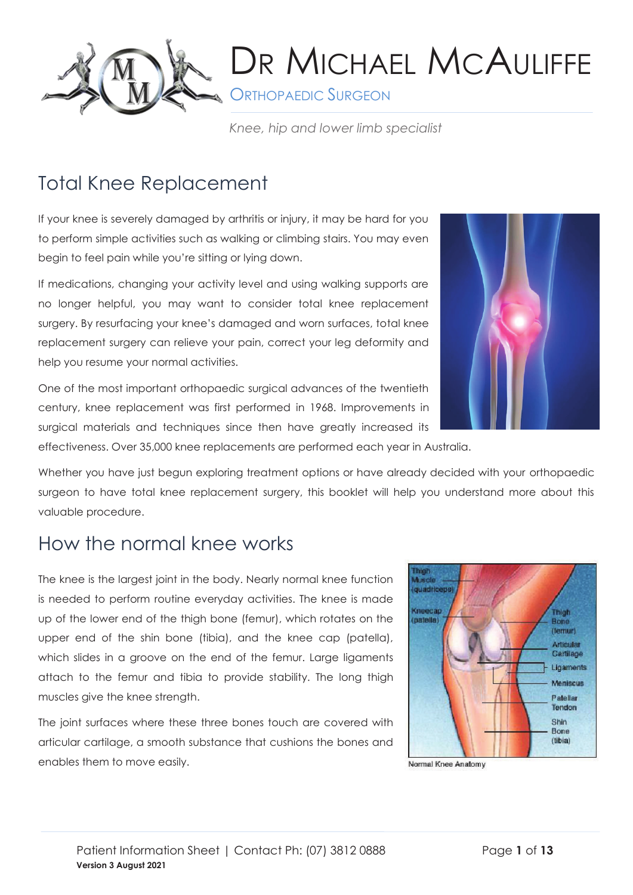# Dr Michael McAuliffe

Orthopaedic Surgeon

*Knee, hip and lower limb specialist*

## Total Knee Replacement

If your knee is severely damaged by arthritis or injury, it may be hard for you to perform simple activities such as walking or climbing stairs. You may even begin to feel pain while you're sitting or lying down.

If medications, changing your activity level and using walking supports are no longer helpful, you may want to consider total knee replacement surgery. By resurfacing your knee's damaged and worn surfaces, total knee replacement surgery can relieve your pain, correct your leg deformity and help you resume your normal activities.

One of the most important orthopaedic surgical advances of the twentieth century, knee replacement was first performed in 1968. Improvements in surgical materials and techniques since then have greatly increased its effectiveness. Over 35,000 knee replacements are performed each year in Australia.

Whether you have just begun exploring treatment options or have already decided with your orthopaedic surgeon to have total knee replacement surgery, this booklet will help you understand more about this valuable procedure.

## How the normal knee works

The knee is the largest joint in the body. Nearly normal knee function is needed to perform routine everyday activities. The knee is made up of the lower end of the thigh bone (femur), which rotates on the upper end of the shin bone (tibia), and the knee cap (patella), which slides in a groove on the end of the femur. Large ligaments attach to the femur and tibia to provide stability. The long thigh muscles give the knee strength.

The joint surfaces where these three bones touch are covered with articular cartilage, a smooth substance that cushions the bones and enables them to move easily.

Normal Knee Anatomy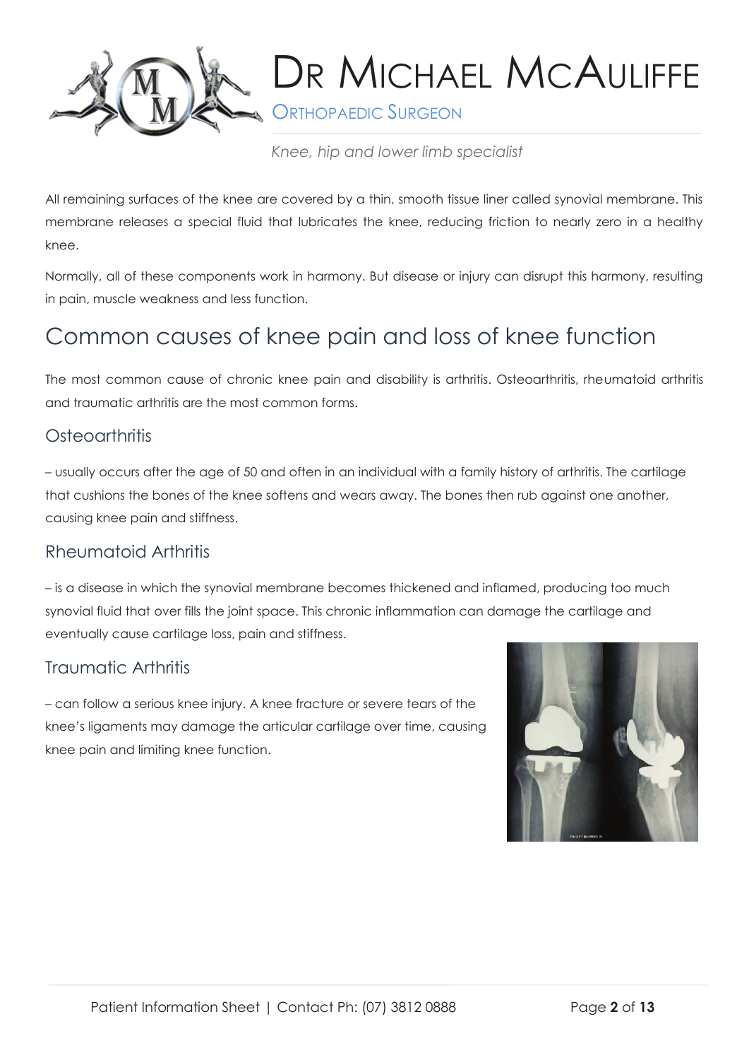All remaining surfaces of the knee are covered by a thin, smooth tissue liner called synovial membrane. This membrane releases a special fluid that lubricates the knee, reducing friction to nearly zero in a healthy knee.

Normally, all of these components work in harmony. But disease or injury can disrupt this harmony, resulting in pain, muscle weakness and less function.

# Common causes of knee pain and loss of knee function

The most common cause of chronic knee pain and disability is arthritis. Osteoarthritis, rheumatoid arthritis and traumatic arthritis are the most common forms.

## Osteoarthritis

– usually occurs after the age of 50 and often in an individual with a family history of arthritis. The cartilage that cushions the bones of the knee softens and wears away. The bones then rub against one another, causing knee pain and stiffness.

## Rheumatoid Arthritis

– is a disease in which the synovial membrane becomes thickened and inflamed, producing too much synovial fluid that over fills the joint space. This chronic inflammation can damage the cartilage and eventually cause cartilage loss, pain and stiffness.

## Traumatic Arthritis

– can follow a serious knee injury. A knee fracture or severe tears of the knee's ligaments may damage the articular cartilage over time, causing knee pain and limiting knee function.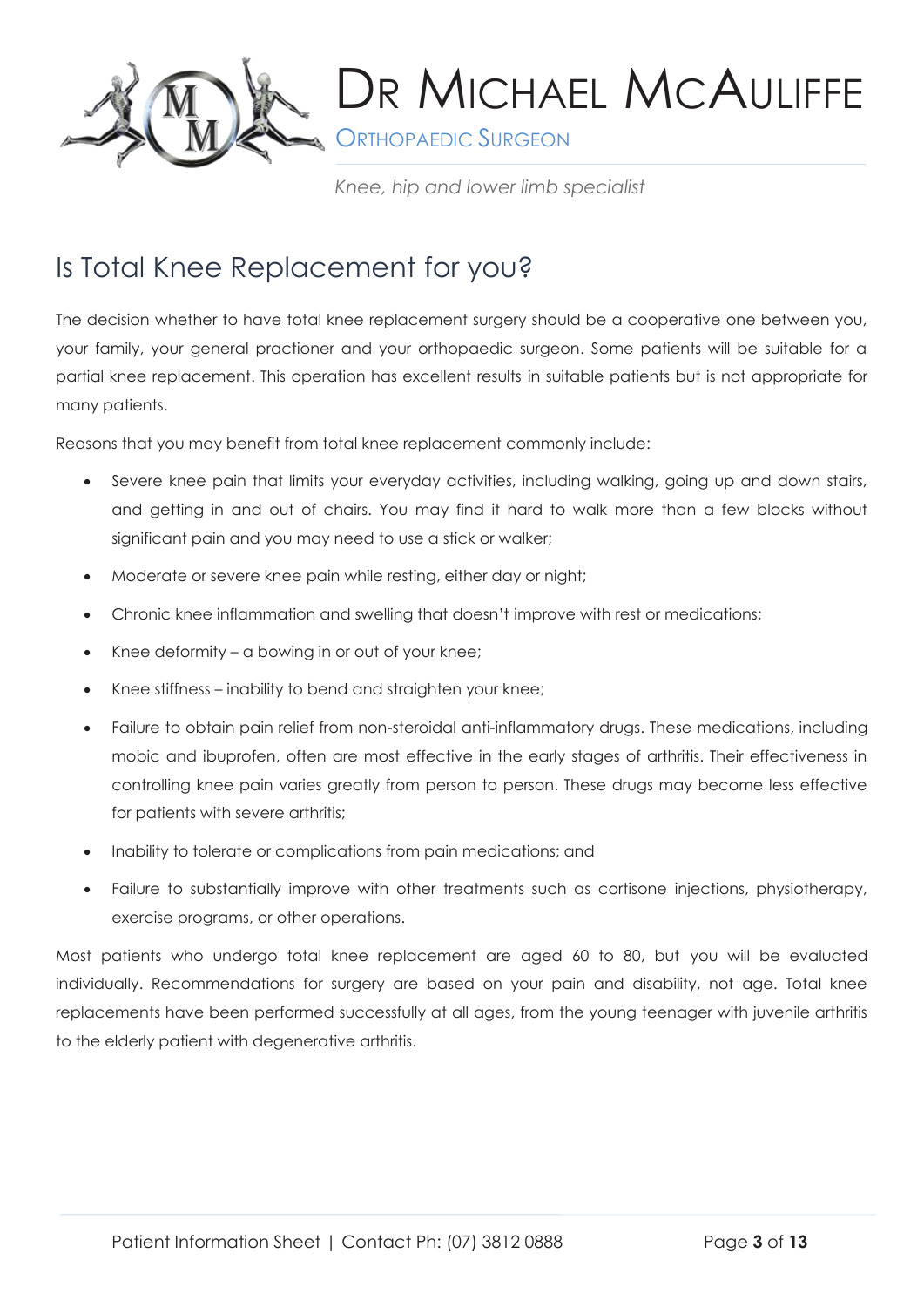# Is Total Knee Replacement for you?

The decision whether to have total knee replacement surgery should be a cooperative one between you, your family, your general practioner and your orthopaedic surgeon. Some patients will be suitable for a partial knee replacement. This operation has excellent results in suitable patients but is not appropriate for many patients.

Reasons that you may benefit from total knee replacement commonly include:

- Severe knee pain that limits your everyday activities, including walking, going up and down stairs, and getting in and out of chairs. You may find it hard to walk more than a few blocks without significant pain and you may need to use a stick or walker;
- Moderate or severe knee pain while resting, either day or night;
- Chronic knee inflammation and swelling that doesn't improve with rest or medications;
- Knee deformity – a bowing in or out of your knee;
- Knee stiffness – inability to bend and straighten your knee;
- Failure to obtain pain relief from non-steroidal anti-inflammatory drugs. These medications, including mobic and ibuprofen, often are most effective in the early stages of arthritis. Their effectiveness in controlling knee pain varies greatly from person to person. These drugs may become less effective for patients with severe arthritis;
- Inability to tolerate or complications from pain medications; and
- Failure to substantially improve with other treatments such as cortisone injections, physiotherapy, exercise programs, or other operations.

Most patients who undergo total knee replacement are aged 60 to 80, but you will be evaluated individually. Recommendations for surgery are based on your pain and disability, not age. Total knee replacements have been performed successfully at all ages, from the young teenager with juvenile arthritis to the elderly patient with degenerative arthritis.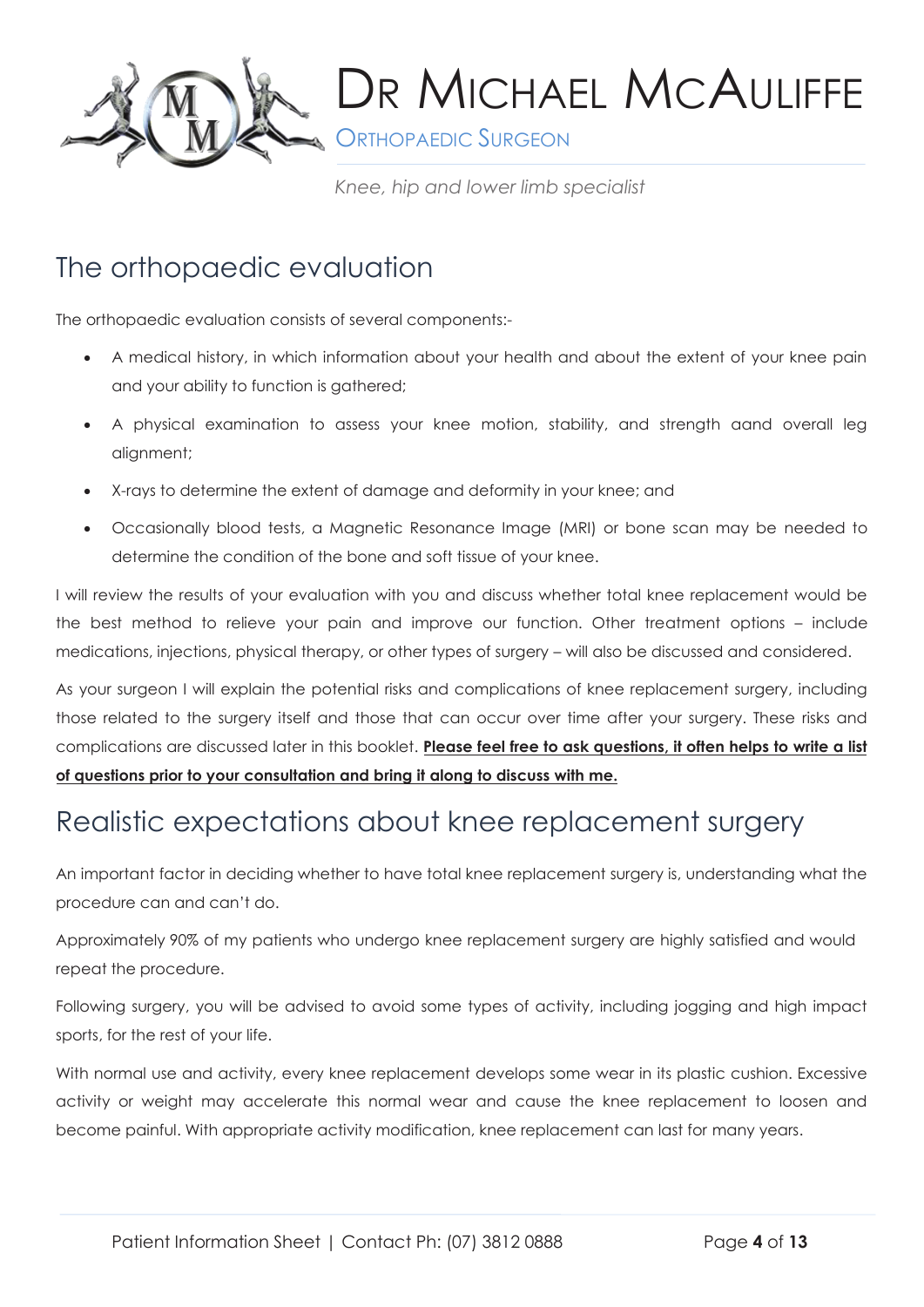## The orthopaedic evaluation

The orthopaedic evaluation consists of several components:-

- A medical history, in which information about your health and about the extent of your knee pain and your ability to function is gathered;
- A physical examination to assess your knee motion, stability, and strength aand overall leg alignment;
- X-rays to determine the extent of damage and deformity in your knee; and
- Occasionally blood tests, a Magnetic Resonance Image (MRI) or bone scan may be needed to determine the condition of the bone and soft tissue of your knee.

I will review the results of your evaluation with you and discuss whether total knee replacement would be the best method to relieve your pain and improve our function. Other treatment options – include medications, injections, physical therapy, or other types of surgery – will also be discussed and considered.

As your surgeon I will explain the potential risks and complications of knee replacement surgery, including those related to the surgery itself and those that can occur over time after your surgery. These risks and complications are discussed later in this booklet. **Please feel free to ask questions, it often helps to write a list of questions prior to your consultation and bring it along to discuss with me.**

## Realistic expectations about knee replacement surgery

An important factor in deciding whether to have total knee replacement surgery is, understanding what the procedure can and can't do.

Approximately 90% of my patients who undergo knee replacement surgery are highly satisfied and would repeat the procedure.

Following surgery, you will be advised to avoid some types of activity, including jogging and high impact sports, for the rest of your life.

With normal use and activity, every knee replacement develops some wear in its plastic cushion. Excessive activity or weight may accelerate this normal wear and cause the knee replacement to loosen and become painful. With appropriate activity modification, knee replacement can last for many years.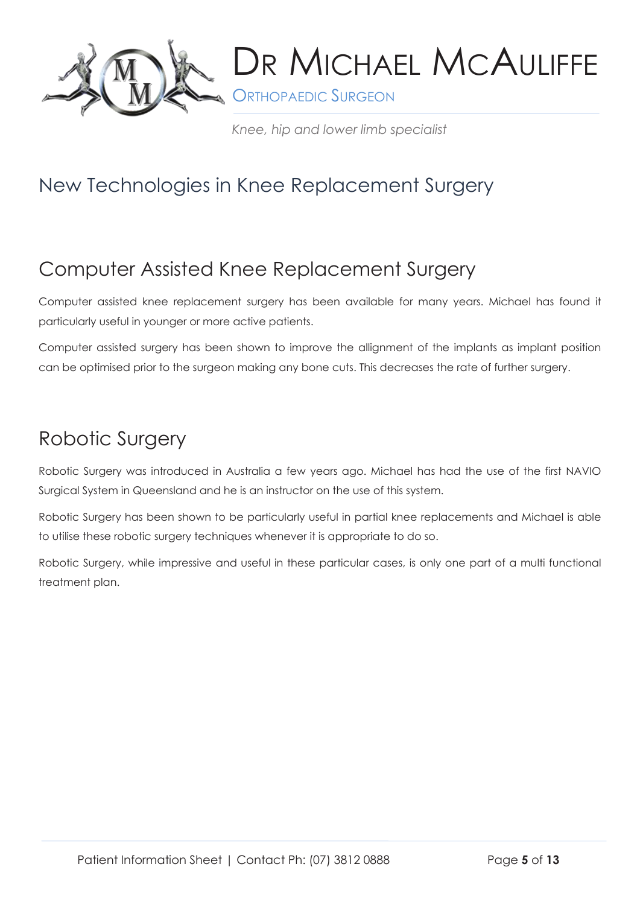# New Technologies in Knee Replacement Surgery

## Computer Assisted Knee Replacement Surgery

Computer assisted knee replacement surgery has been available for many years. Michael has found it particularly useful in younger or more active patients.

Computer assisted surgery has been shown to improve the allignment of the implants as implant position can be optimised prior to the surgeon making any bone cuts. This decreases the rate of further surgery.

## Robotic Surgery

Robotic Surgery was introduced in Australia a few years ago. Michael has had the use of the first NAVIO Surgical System in Queensland and he is an instructor on the use of this system.

Robotic Surgery has been shown to be particularly useful in partial knee replacements and Michael is able to utilise these robotic surgery techniques whenever it is appropriate to do so.

Robotic Surgery, while impressive and useful in these particular cases, is only one part of a multi functional treatment plan.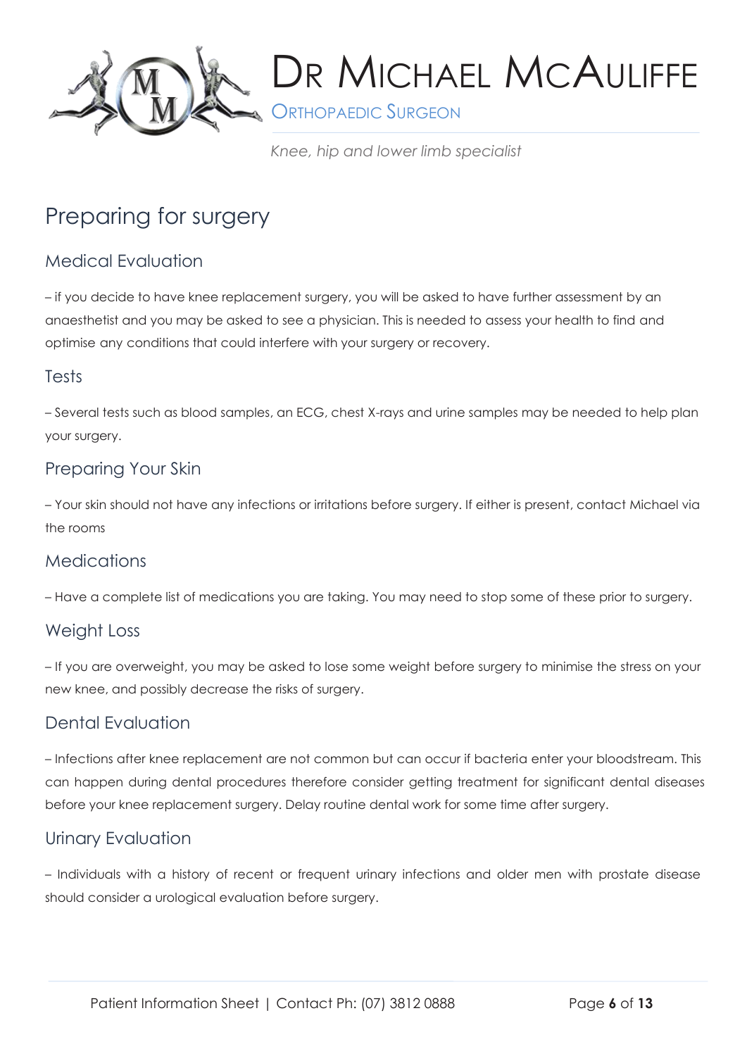# Preparing for surgery

## Medical Evaluation

– if you decide to have knee replacement surgery, you will be asked to have further assessment by an anaesthetist and you may be asked to see a physician. This is needed to assess your health to find and optimise any conditions that could interfere with your surgery or recovery.

## Tests

– Several tests such as blood samples, an ECG, chest X-rays and urine samples may be needed to help plan your surgery.

## Preparing Your Skin

– Your skin should not have any infections or irritations before surgery. If either is present, contact Michael via the rooms

## Medications

– Have a complete list of medications you are taking. You may need to stop some of these prior to surgery.

## Weight Loss

– If you are overweight, you may be asked to lose some weight before surgery to minimise the stress on your new knee, and possibly decrease the risks of surgery.

## Dental Evaluation

– Infections after knee replacement are not common but can occur if bacteria enter your bloodstream. This can happen during dental procedures therefore consider getting treatment for significant dental diseases before your knee replacement surgery. Delay routine dental work for some time after surgery.

## Urinary Evaluation

– Individuals with a history of recent or frequent urinary infections and older men with prostate disease should consider a urological evaluation before surgery.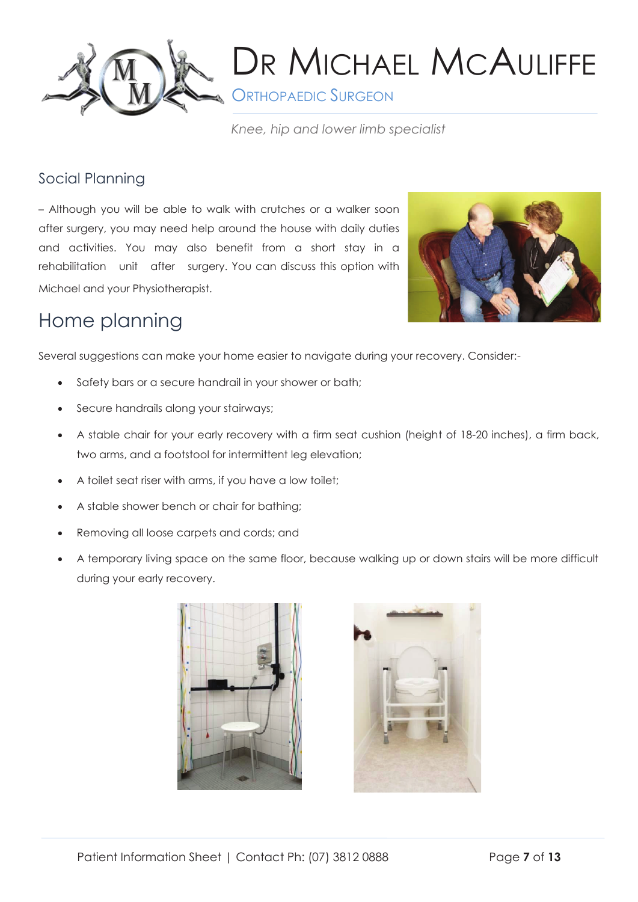## Social Planning

– Although you will be able to walk with crutches or a walker soon after surgery, you may need help around the house with daily duties and activities. You may also benefit from a short stay in a rehabilitation unit after surgery. You can discuss this option with Michael and your Physiotherapist.

# Home planning

Several suggestions can make your home easier to navigate during your recovery. Consider:-

- Safety bars or a secure handrail in your shower or bath;
- Secure handrails along your stairways;
- A stable chair for your early recovery with a firm seat cushion (height of 18-20 inches), a firm back, two arms, and a footstool for intermittent leg elevation;
- A toilet seat riser with arms, if you have a low toilet;
- A stable shower bench or chair for bathing;
- Removing all loose carpets and cords; and
- A temporary living space on the same floor, because walking up or down stairs will be more difficult during your early recovery.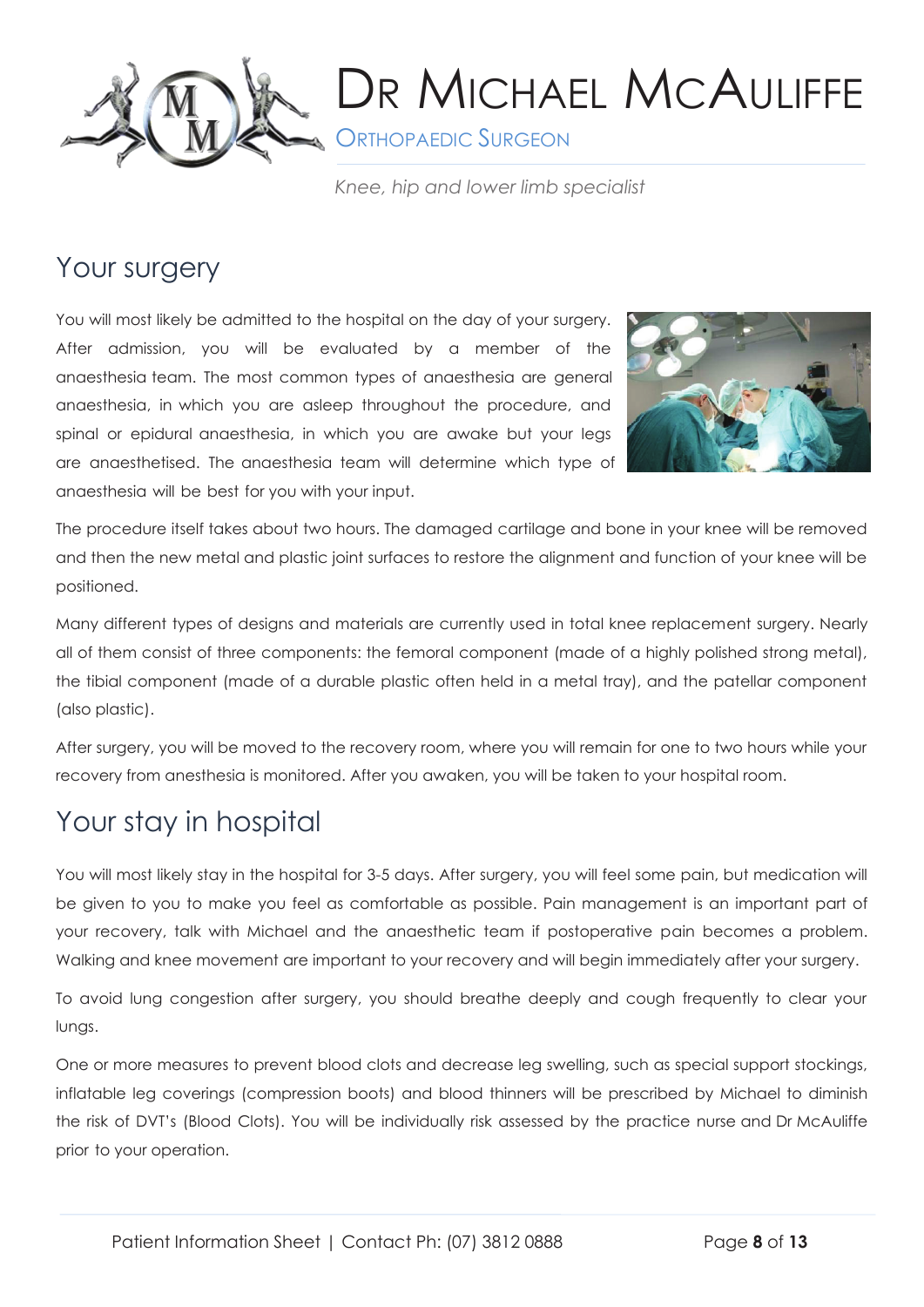## Your surgery

You will most likely be admitted to the hospital on the day of your surgery. After admission, you will be evaluated by a member of the anaesthesia team. The most common types of anaesthesia are general anaesthesia, in which you are asleep throughout the procedure, and spinal or epidural anaesthesia, in which you are awake but your legs are anaesthetised. The anaesthesia team will determine which type of anaesthesia will be best for you with your input.

The procedure itself takes about two hours. The damaged cartilage and bone in your knee will be removed and then the new metal and plastic joint surfaces to restore the alignment and function of your knee will be positioned.

Many different types of designs and materials are currently used in total knee replacement surgery. Nearly all of them consist of three components: the femoral component (made of a highly polished strong metal), the tibial component (made of a durable plastic often held in a metal tray), and the patellar component (also plastic).

After surgery, you will be moved to the recovery room, where you will remain for one to two hours while your recovery from anesthesia is monitored. After you awaken, you will be taken to your hospital room.

## Your stay in hospital

You will most likely stay in the hospital for 3-5 days. After surgery, you will feel some pain, but medication will be given to you to make you feel as comfortable as possible. Pain management is an important part of your recovery, talk with Michael and the anaesthetic team if postoperative pain becomes a problem. Walking and knee movement are important to your recovery and will begin immediately after your surgery.

To avoid lung congestion after surgery, you should breathe deeply and cough frequently to clear your lungs.

One or more measures to prevent blood clots and decrease leg swelling, such as special support stockings, inflatable leg coverings (compression boots) and blood thinners will be prescribed by Michael to diminish the risk of DVT's (Blood Clots). You will be individually risk assessed by the practice nurse and Dr McAuliffe prior to your operation.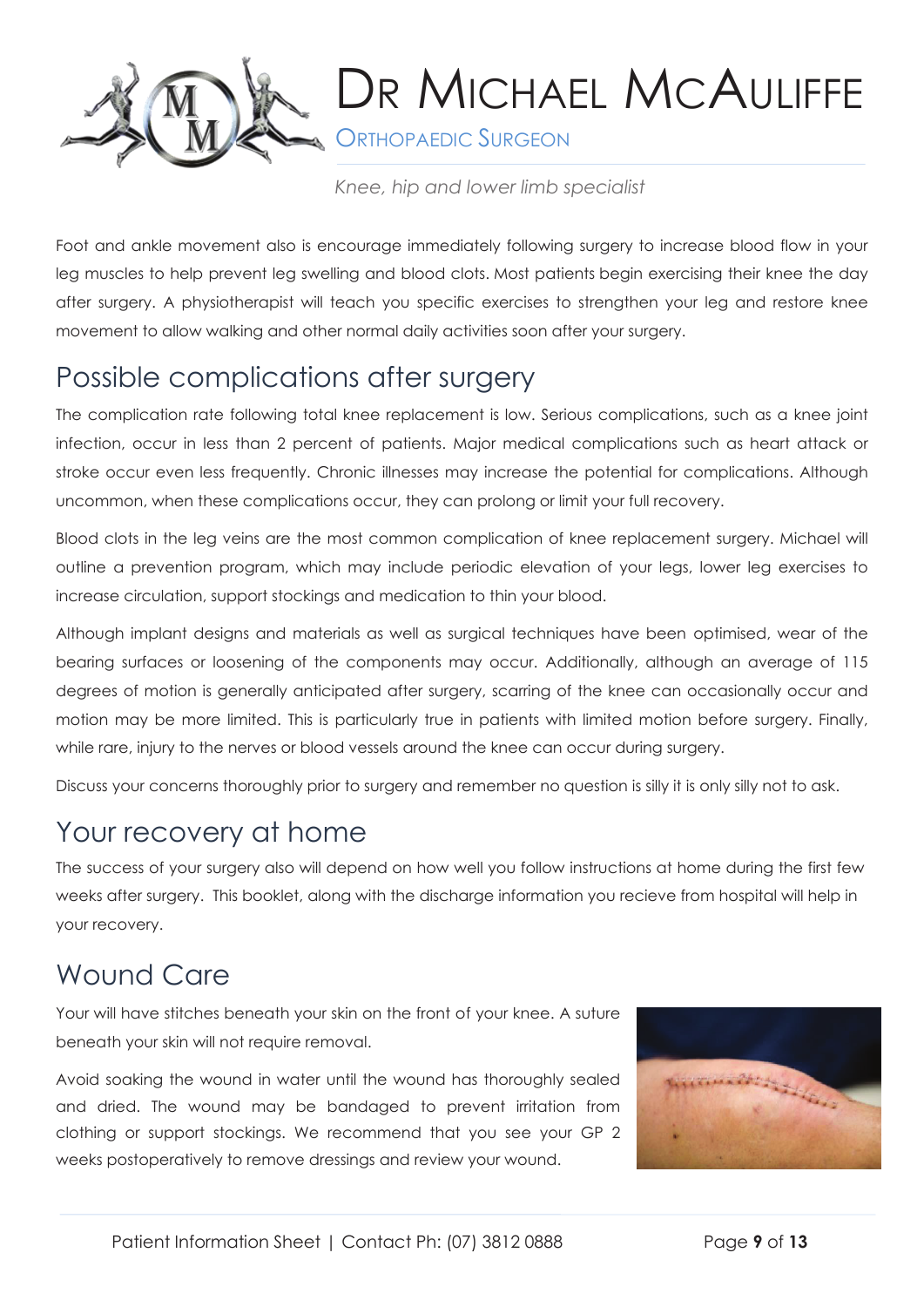Foot and ankle movement also is encourage immediately following surgery to increase blood flow in your leg muscles to help prevent leg swelling and blood clots. Most patients begin exercising their knee the day after surgery. A physiotherapist will teach you specific exercises to strengthen your leg and restore knee movement to allow walking and other normal daily activities soon after your surgery.

## Possible complications after surgery

The complication rate following total knee replacement is low. Serious complications, such as a knee joint infection, occur in less than 2 percent of patients. Major medical complications such as heart attack or stroke occur even less frequently. Chronic illnesses may increase the potential for complications. Although uncommon, when these complications occur, they can prolong or limit your full recovery.

Blood clots in the leg veins are the most common complication of knee replacement surgery. Michael will outline a prevention program, which may include periodic elevation of your legs, lower leg exercises to increase circulation, support stockings and medication to thin your blood.

Although implant designs and materials as well as surgical techniques have been optimised, wear of the bearing surfaces or loosening of the components may occur. Additionally, although an average of 115 degrees of motion is generally anticipated after surgery, scarring of the knee can occasionally occur and motion may be more limited. This is particularly true in patients with limited motion before surgery. Finally, while rare, injury to the nerves or blood vessels around the knee can occur during surgery.

Discuss your concerns thoroughly prior to surgery and remember no question is silly it is only silly not to ask.

## Your recovery at home

The success of your surgery also will depend on how well you follow instructions at home during the first few weeks after surgery. This booklet, along with the discharge information you recieve from hospital will help in your recovery.

## Wound Care

Your will have stitches beneath your skin on the front of your knee. A suture beneath your skin will not require removal.

Avoid soaking the wound in water until the wound has thoroughly sealed and dried. The wound may be bandaged to prevent irritation from clothing or support stockings. We recommend that you see your GP 2 weeks postoperatively to remove dressings and review your wound.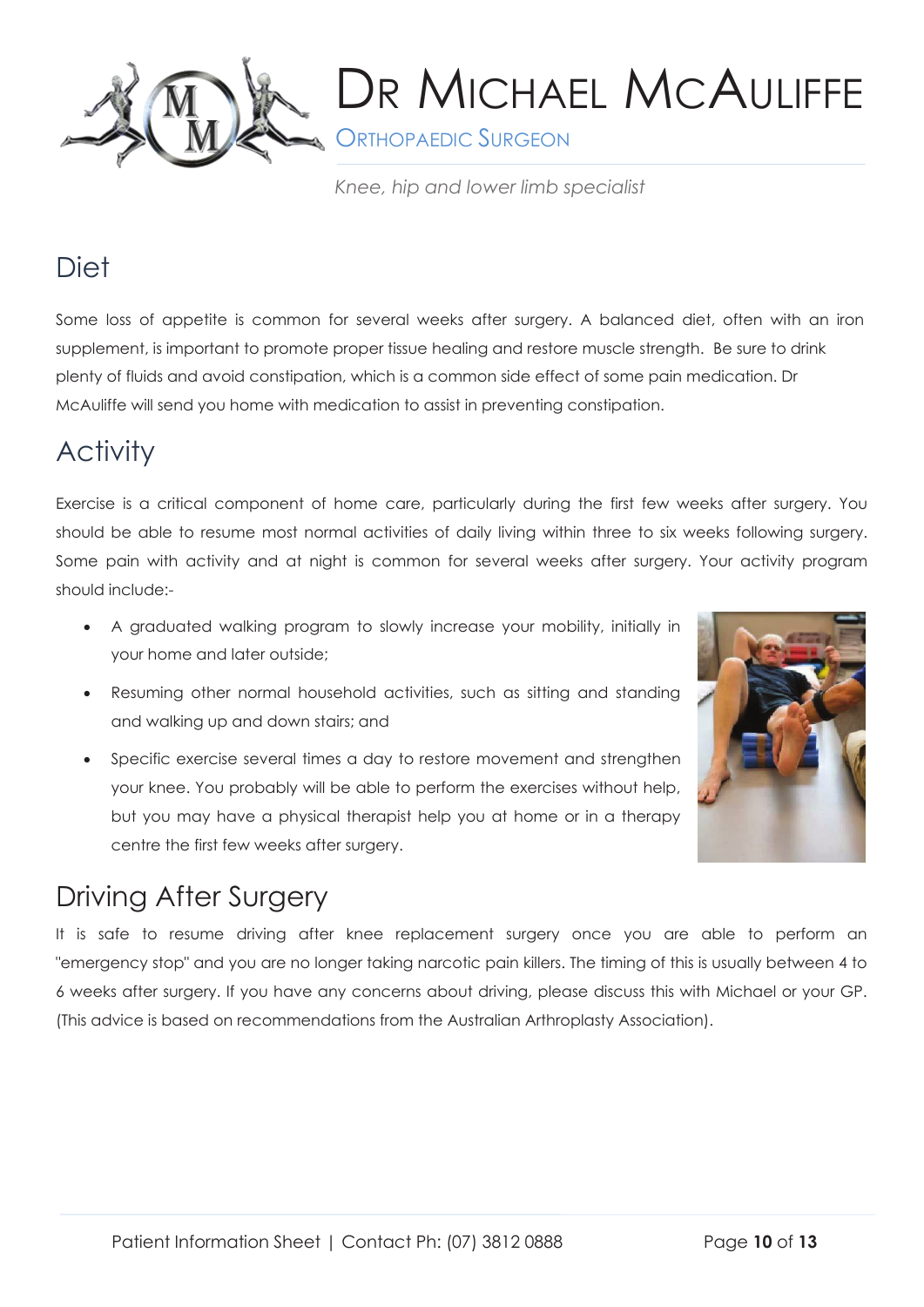## Diet

Some loss of appetite is common for several weeks after surgery. A balanced diet, often with an iron supplement, is important to promote proper tissue healing and restore muscle strength. Be sure to drink plenty of fluids and avoid constipation, which is a common side effect of some pain medication. Dr McAuliffe will send you home with medication to assist in preventing constipation.

## Activity

Exercise is a critical component of home care, particularly during the first few weeks after surgery. You should be able to resume most normal activities of daily living within three to six weeks following surgery. Some pain with activity and at night is common for several weeks after surgery. Your activity program should include:-

- A graduated walking program to slowly increase your mobility, initially in your home and later outside;
- Resuming other normal household activities, such as sitting and standing and walking up and down stairs; and
- Specific exercise several times a day to restore movement and strengthen your knee. You probably will be able to perform the exercises without help, but you may have a physical therapist help you at home or in a therapy centre the first few weeks after surgery.

## Driving After Surgery

It is safe to resume driving after knee replacement surgery once you are able to perform an "emergency stop" and you are no longer taking narcotic pain killers. The timing of this is usually between 4 to 6 weeks after surgery. If you have any concerns about driving, please discuss this with Michael or your GP. (This advice is based on recommendations from the Australian Arthroplasty Association).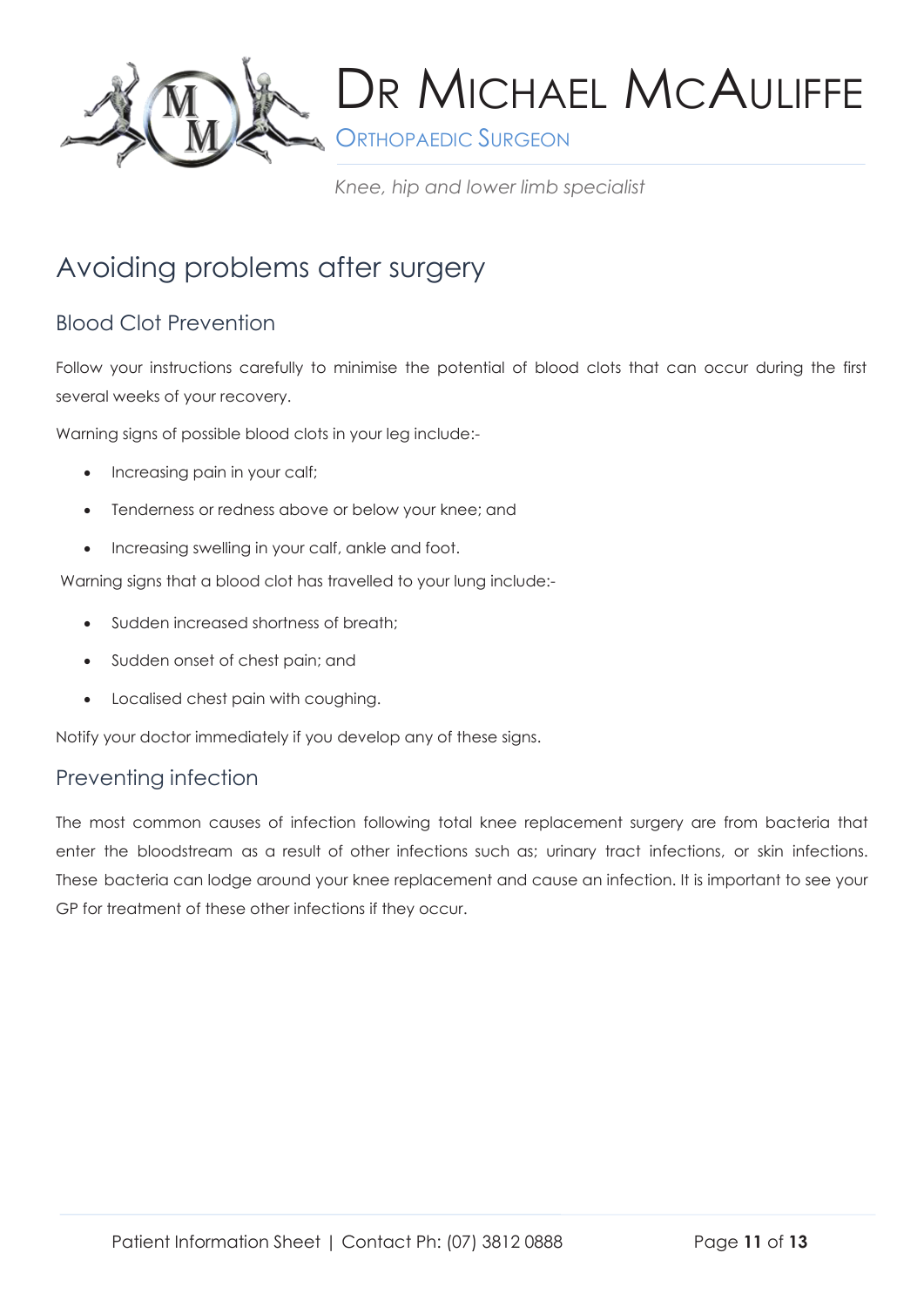# Avoiding problems after surgery

## Blood Clot Prevention

Follow your instructions carefully to minimise the potential of blood clots that can occur during the first several weeks of your recovery.

Warning signs of possible blood clots in your leg include:-

- Increasing pain in your calf;
- Tenderness or redness above or below your knee; and
- Increasing swelling in your calf, ankle and foot.

Warning signs that a blood clot has travelled to your lung include:-

- Sudden increased shortness of breath;
- Sudden onset of chest pain; and
- Localised chest pain with coughing.

Notify your doctor immediately if you develop any of these signs.

## Preventing infection

The most common causes of infection following total knee replacement surgery are from bacteria that enter the bloodstream as a result of other infections such as; urinary tract infections, or skin infections. These bacteria can lodge around your knee replacement and cause an infection. It is important to see your GP for treatment of these other infections if they occur.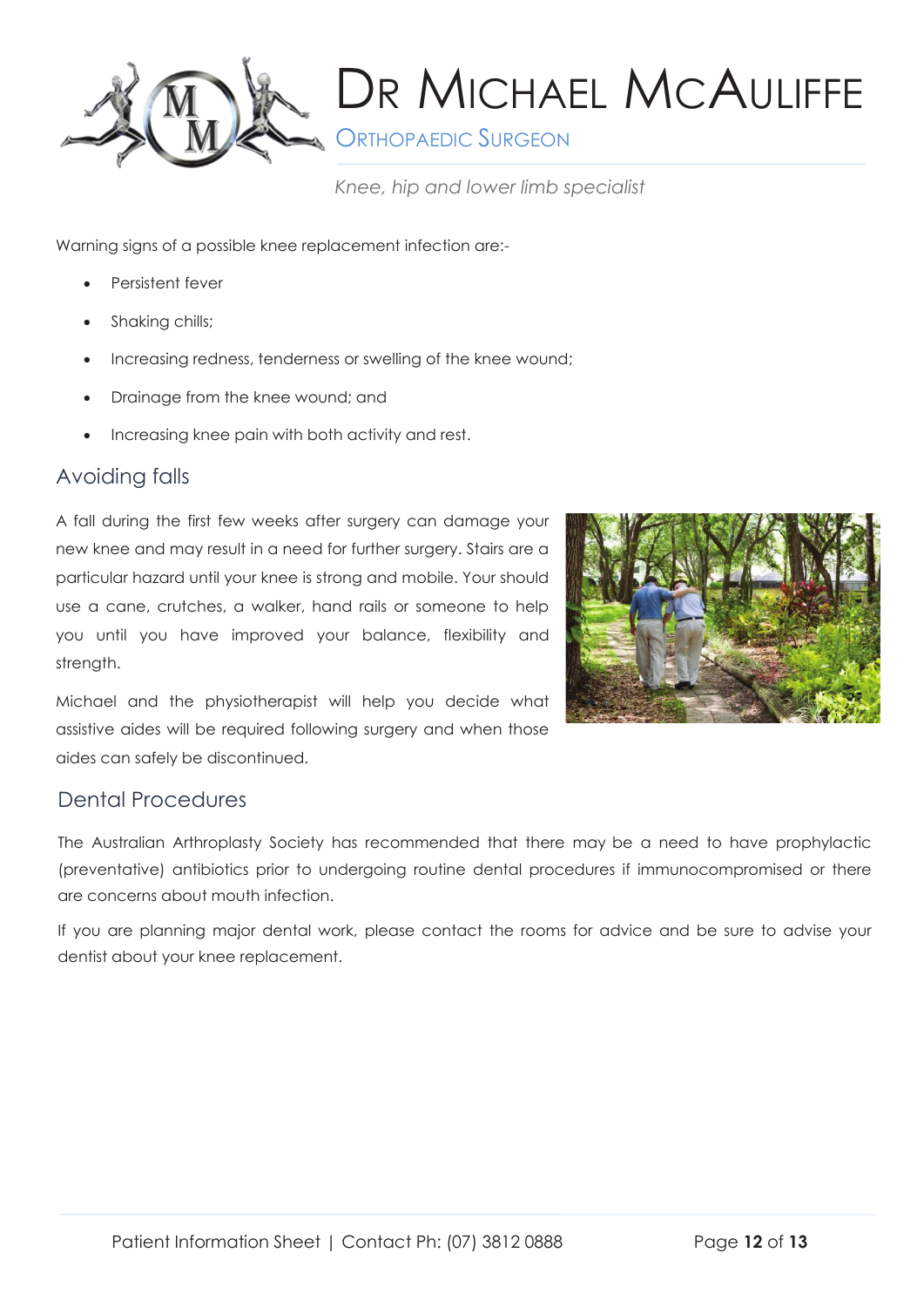Warning signs of a possible knee replacement infection are:-

- Persistent fever
- Shaking chills;
- Increasing redness, tenderness or swelling of the knee wound;
- Drainage from the knee wound; and
- Increasing knee pain with both activity and rest.

## Avoiding falls

A fall during the first few weeks after surgery can damage your new knee and may result in a need for further surgery. Stairs are a particular hazard until your knee is strong and mobile. Your should use a cane, crutches, a walker, hand rails or someone to help you until you have improved your balance, flexibility and strength.

Michael and the physiotherapist will help you decide what assistive aides will be required following surgery and when those aides can safely be discontinued.

## Dental Procedures

The Australian Arthroplasty Society has recommended that there may be a need to have prophylactic (preventative) antibiotics prior to undergoing routine dental procedures if immunocompromised or there are concerns about mouth infection.

If you are planning major dental work, please contact the rooms for advice and be sure to advise your dentist about your knee replacement.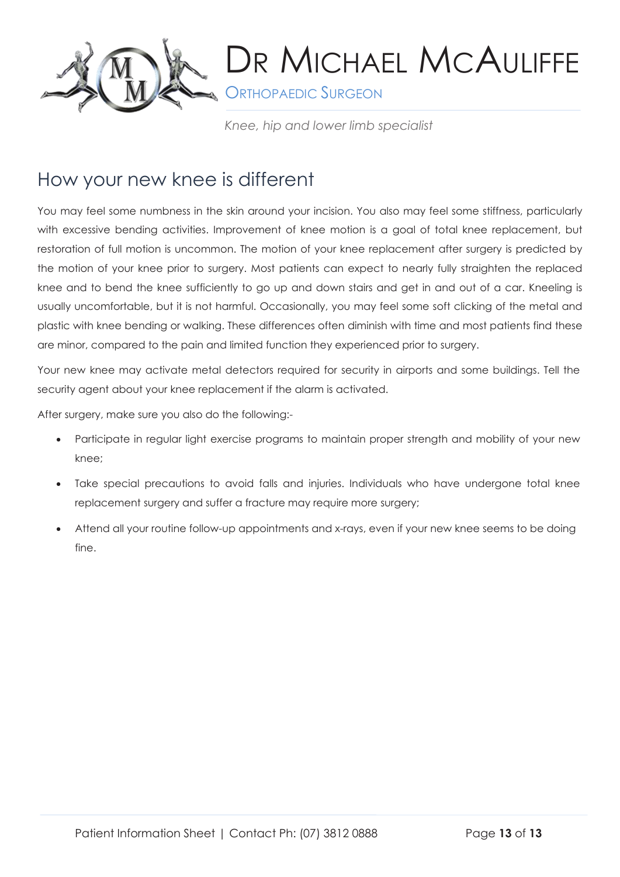## How your new knee is different

You may feel some numbness in the skin around your incision. You also may feel some stiffness, particularly with excessive bending activities. Improvement of knee motion is a goal of total knee replacement, but restoration of full motion is uncommon. The motion of your knee replacement after surgery is predicted by the motion of your knee prior to surgery. Most patients can expect to nearly fully straighten the replaced knee and to bend the knee sufficiently to go up and down stairs and get in and out of a car. Kneeling is usually uncomfortable, but it is not harmful. Occasionally, you may feel some soft clicking of the metal and plastic with knee bending or walking. These differences often diminish with time and most patients find these are minor, compared to the pain and limited function they experienced prior to surgery.

Your new knee may activate metal detectors required for security in airports and some buildings. Tell the security agent about your knee replacement if the alarm is activated.

After surgery, make sure you also do the following:-

- Participate in regular light exercise programs to maintain proper strength and mobility of your new knee;
- Take special precautions to avoid falls and injuries. Individuals who have undergone total knee replacement surgery and suffer a fracture may require more surgery;
- Attend all your routine follow-up appointments and x-rays, even if your new knee seems to be doing fine.